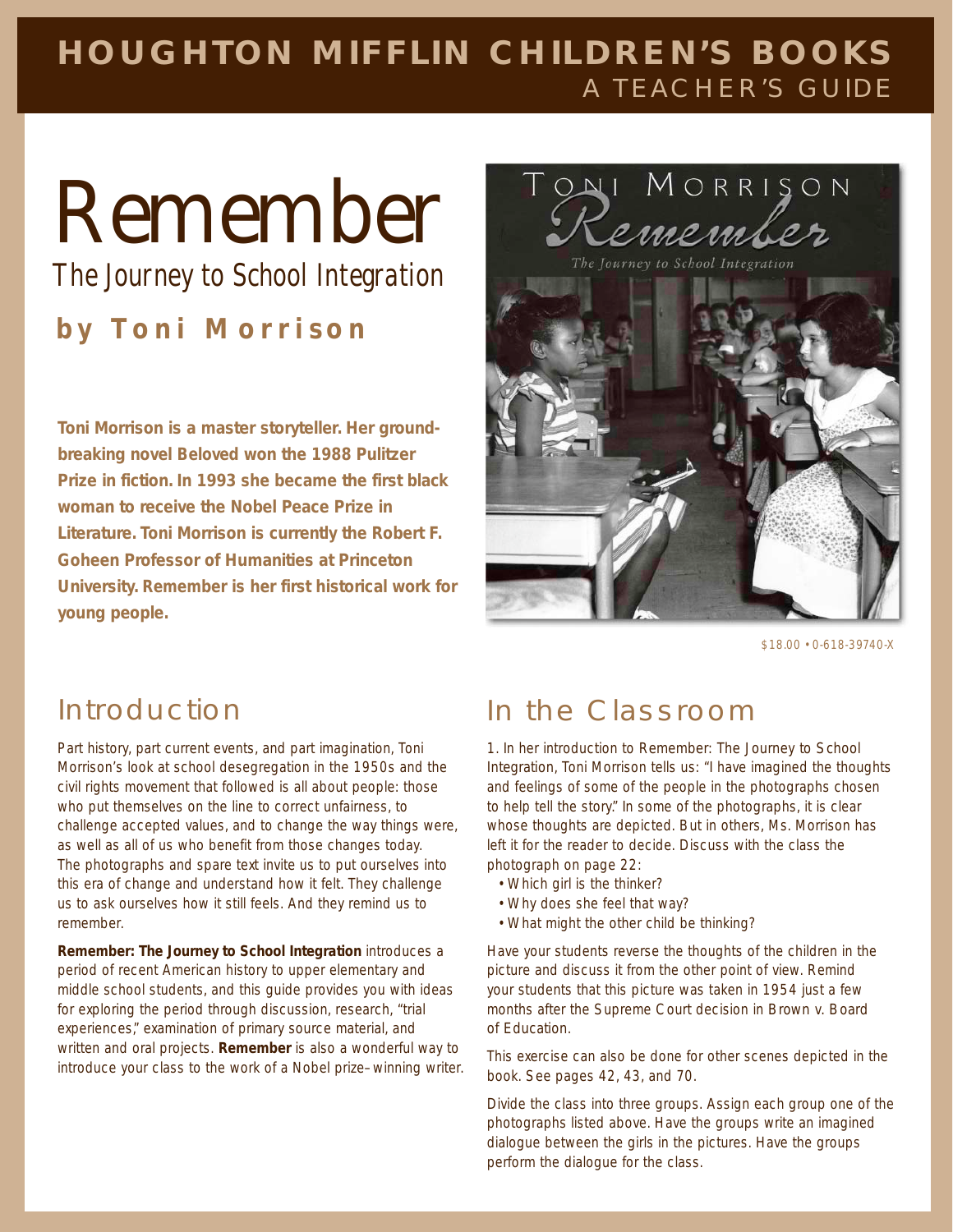# HOUGHTON MIFFLIN CHILDREN'S BOOKS

A TEACHER'S GUIDE

# Remember

## *The Journey to School Integration*

### by Toni Morrison

**Toni Morrison is a master storyteller. Her ground-breaking novel Beloved won the 1988 Pulitzer Prize in fiction. In 1993 she became the first black woman to receive the Nobel Peace Prize in Literature. Toni Morrison is currently the Robert F. Goheen Professor of Humanities at Princeton University. Remember is her first historical work for young people.**

$18.00 • 0-618-39740-X

## Introduction

Part history, part current events, and part imagination, Toni Morrison's look at school desegregation in the 1950s and the civil rights movement that followed is all about people: those who put themselves on the line to correct unfairness, to challenge accepted values, and to change the way things were, as well as all of us who benefit from those changes today. The photographs and spare text invite us to put ourselves into this era of change and understand how it felt. They challenge us to ask ourselves how it still feels. And they remind us to remember.

**Remember: The Journey to School Integration** introduces a period of recent American history to upper elementary and middle school students, and this guide provides you with ideas for exploring the period through discussion, research, "trial experiences," examination of primary source material, and written and oral projects. **Remember** is also a wonderful way to introduce your class to the work of a Nobel prize–winning writer.

## In the Classroom

1. In her introduction to Remember: The Journey to School Integration, Toni Morrison tells us: "I have imagined the thoughts and feelings of some of the people in the photographs chosen to help tell the story." In some of the photographs, it is clear whose thoughts are depicted. But in others, Ms. Morrison has left it for the reader to decide. Discuss with the class the photograph on page 22:

- Which girl is the thinker?
- Why does she feel that way?
- What might the other child be thinking?

Have your students reverse the thoughts of the children in the picture and discuss it from the other point of view. Remind your students that this picture was taken in 1954 just a few months after the Supreme Court decision in Brown v. Board of Education.

This exercise can also be done for other scenes depicted in the book. See pages 42, 43, and 70.

Divide the class into three groups. Assign each group one of the photographs listed above. Have the groups write an imagined dialogue between the girls in the pictures. Have the groups perform the dialogue for the class.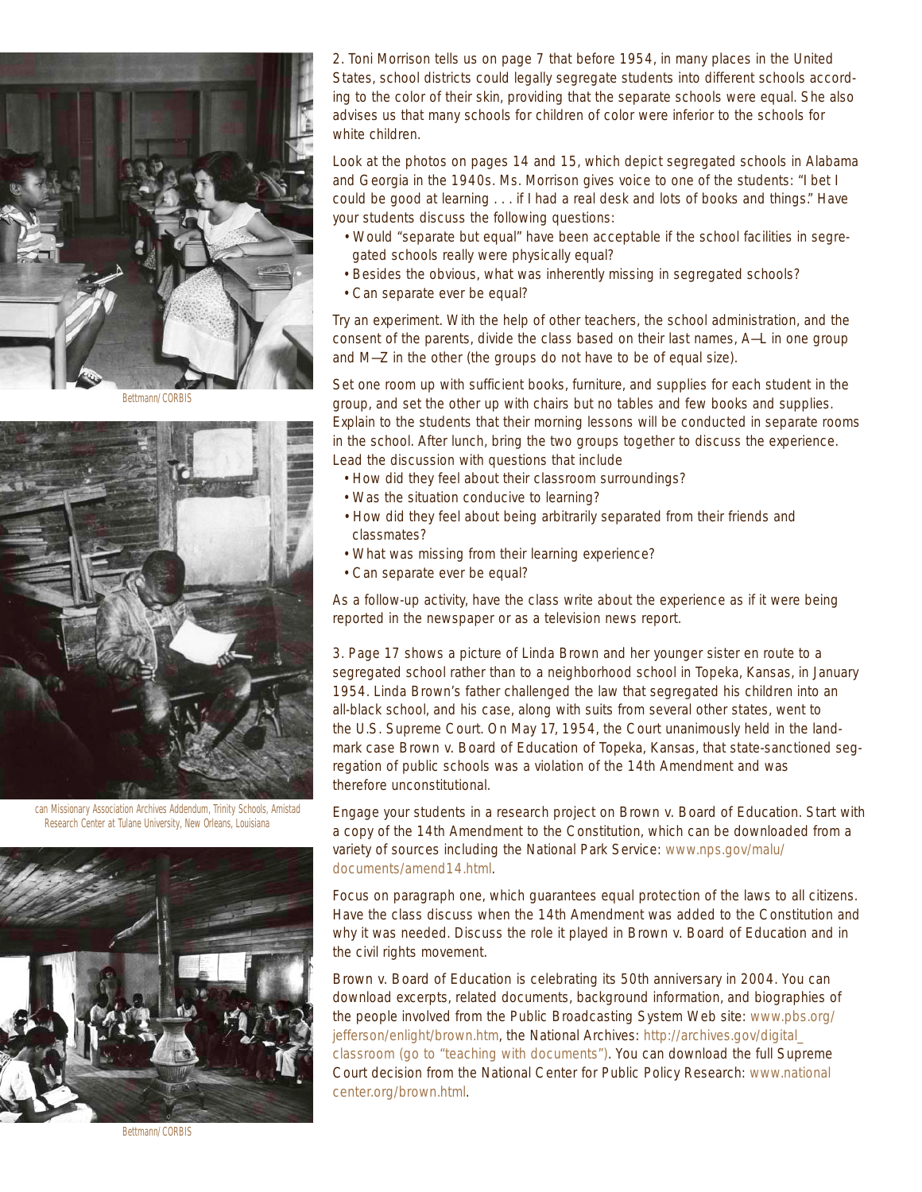Bettmann/CORBIS

can Missionary Association Archives Addendum, Trinity Schools, Amistad Research Center at Tulane University, New Orleans, Louisiana

Bettmann/CORBIS

2. Toni Morrison tells us on page 7 that before 1954, in many places in the United States, school districts could legally segregate students into different schools according to the color of their skin, providing that the separate schools were equal. She also advises us that many schools for children of color were inferior to the schools for white children.

Look at the photos on pages 14 and 15, which depict segregated schools in Alabama and Georgia in the 1940s. Ms. Morrison gives voice to one of the students: "I bet I could be good at learning . . . if I had a real desk and lots of books and things." Have your students discuss the following questions:

- Would "separate but equal" have been acceptable if the school facilities in segregated schools really were physically equal?
- Besides the obvious, what was inherently missing in segregated schools?
- Can separate ever be equal?

Try an experiment. With the help of other teachers, the school administration, and the consent of the parents, divide the class based on their last names, A–L in one group and M–Z in the other (the groups do not have to be of equal size).

Set one room up with sufficient books, furniture, and supplies for each student in the group, and set the other up with chairs but no tables and few books and supplies. Explain to the students that their morning lessons will be conducted in separate rooms in the school. After lunch, bring the two groups together to discuss the experience. Lead the discussion with questions that include

- How did they feel about their classroom surroundings?
- Was the situation conducive to learning?
- How did they feel about being arbitrarily separated from their friends and classmates?
- What was missing from their learning experience?
- Can separate ever be equal?

As a follow-up activity, have the class write about the experience as if it were being reported in the newspaper or as a television news report.

3. Page 17 shows a picture of Linda Brown and her younger sister en route to a segregated school rather than to a neighborhood school in Topeka, Kansas, in January 1954. Linda Brown's father challenged the law that segregated his children into an all-black school, and his case, along with suits from several other states, went to the U.S. Supreme Court. On May 17, 1954, the Court unanimously held in the landmark case Brown v. Board of Education of Topeka, Kansas, that state-sanctioned segregation of public schools was a violation of the 14th Amendment and was therefore unconstitutional.

Engage your students in a research project on Brown v. Board of Education. Start with a copy of the 14th Amendment to the Constitution, which can be downloaded from a variety of sources including the National Park Service: www.nps.gov/malu/documents/amend14.html.

Focus on paragraph one, which guarantees equal protection of the laws to all citizens. Have the class discuss when the 14th Amendment was added to the Constitution and why it was needed. Discuss the role it played in Brown v. Board of Education and in the civil rights movement.

Brown v. Board of Education is celebrating its 50th anniversary in 2004. You can download excerpts, related documents, background information, and biographies of the people involved from the Public Broadcasting System Web site: www.pbs.org/jefferson/enlight/brown.htm, the National Archives: http://archives.gov/digital_classroom (go to "teaching with documents"). You can download the full Supreme Court decision from the National Center for Public Policy Research: www.nationalcenter.org/brown.html.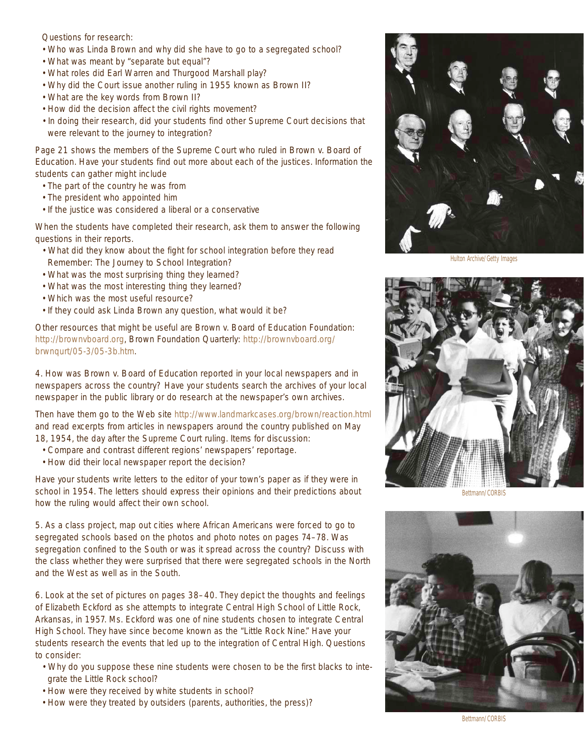Questions for research:

- Who was Linda Brown and why did she have to go to a segregated school?
- What was meant by "separate but equal"?
- What roles did Earl Warren and Thurgood Marshall play?
- Why did the Court issue another ruling in 1955 known as Brown II?
- What are the key words from Brown II?
- How did the decision affect the civil rights movement?
- In doing their research, did your students find other Supreme Court decisions that were relevant to the journey to integration?

Page 21 shows the members of the Supreme Court who ruled in Brown v. Board of Education. Have your students find out more about each of the justices. Information the students can gather might include

- The part of the country he was from
- The president who appointed him
- If the justice was considered a liberal or a conservative

When the students have completed their research, ask them to answer the following questions in their reports.

- What did they know about the fight for school integration before they read Remember: The Journey to School Integration?
- What was the most surprising thing they learned?
- What was the most interesting thing they learned?
- Which was the most useful resource?
- If they could ask Linda Brown any question, what would it be?

Other resources that might be useful are Brown v. Board of Education Foundation: http://brownvboard.org, Brown Foundation Quarterly: http://brownvboard.org/brwnqurt/05-3/05-3b.htm.

4. How was Brown v. Board of Education reported in your local newspapers and in newspapers across the country? Have your students search the archives of your local newspaper in the public library or do research at the newspaper's own archives.

Then have them go to the Web site http://www.landmarkcases.org/brown/reaction.html and read excerpts from articles in newspapers around the country published on May 18, 1954, the day after the Supreme Court ruling. Items for discussion:

- Compare and contrast different regions' newspapers' reportage.
- How did their local newspaper report the decision?

Have your students write letters to the editor of your town's paper as if they were in school in 1954. The letters should express their opinions and their predictions about how the ruling would affect their own school.

5. As a class project, map out cities where African Americans were forced to go to segregated schools based on the photos and photo notes on pages 74–78. Was segregation confined to the South or was it spread across the country? Discuss with the class whether they were surprised that there were segregated schools in the North and the West as well as in the South.

6. Look at the set of pictures on pages 38–40. They depict the thoughts and feelings of Elizabeth Eckford as she attempts to integrate Central High School of Little Rock, Arkansas, in 1957. Ms. Eckford was one of nine students chosen to integrate Central High School. They have since become known as the "Little Rock Nine." Have your students research the events that led up to the integration of Central High. Questions to consider:

- Why do you suppose these nine students were chosen to be the first blacks to integrate the Little Rock school?
- How were they received by white students in school?
- How were they treated by outsiders (parents, authorities, the press)?

Hulton Archive/Getty Images

Bettmann/CORBIS

Bettmann/CORBIS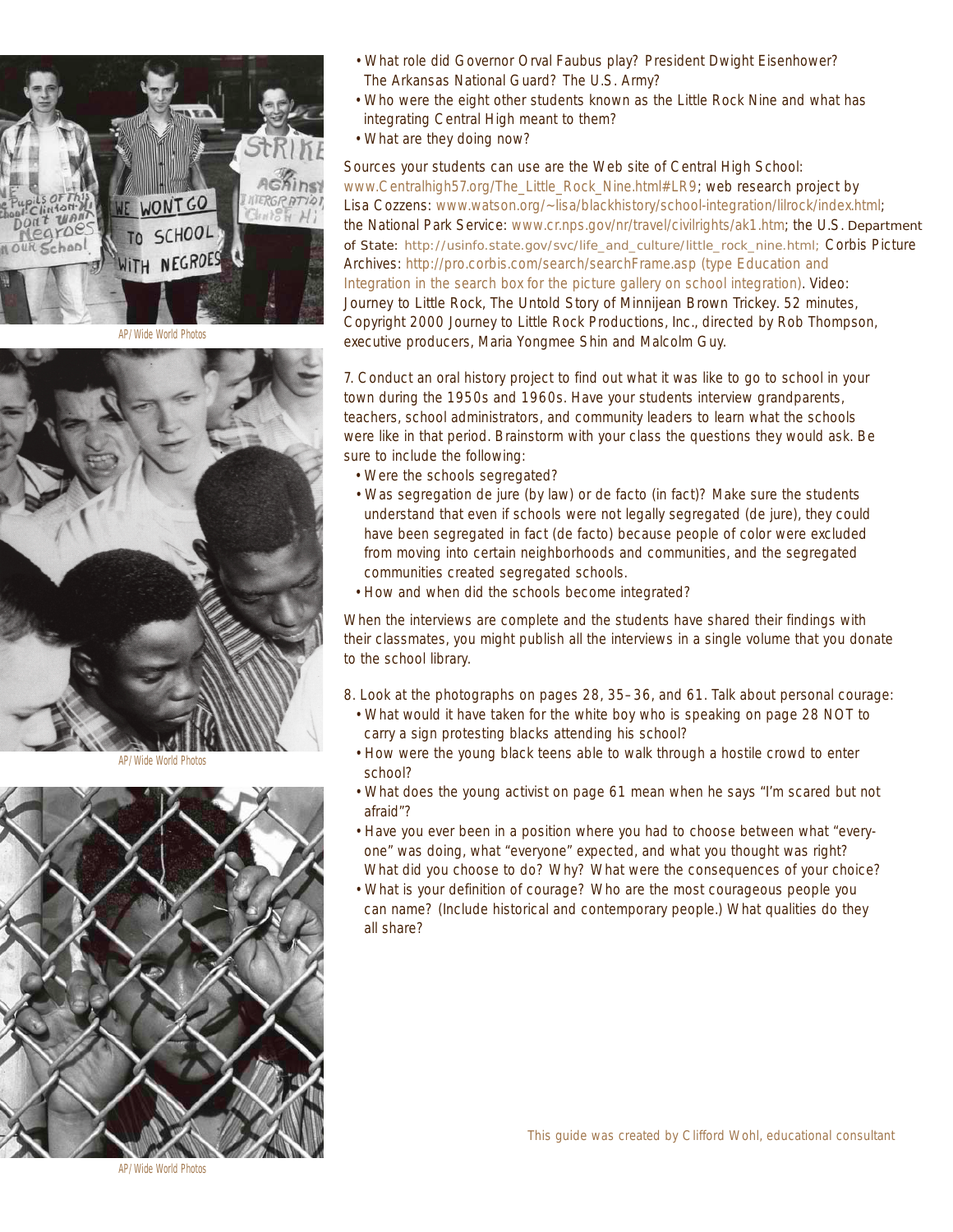AP/Wide World Photos

AP/Wide World Photos

AP/Wide World Photos

- What role did Governor Orval Faubus play? President Dwight Eisenhower? The Arkansas National Guard? The U.S. Army?
- Who were the eight other students known as the Little Rock Nine and what has integrating Central High meant to them?
- What are they doing now?

Sources your students can use are the Web site of Central High School: www.Centralhigh57.org/The_Little_Rock_Nine.html#LR9; web research project by Lisa Cozzens: www.watson.org/~lisa/blackhistory/school-integration/lilrock/index.html; the National Park Service: www.cr.nps.gov/nr/travel/civilrights/ak1.htm; the U.S. Department of State: http://usinfo.state.gov/svc/life_and_culture/little_rock_nine.html; Corbis Picture Archives: http://pro.corbis.com/search/searchFrame.asp (type Education and Integration in the search box for the picture gallery on school integration). Video: Journey to Little Rock, The Untold Story of Minnijean Brown Trickey. 52 minutes, Copyright 2000 Journey to Little Rock Productions, Inc., directed by Rob Thompson, executive producers, Maria Yongmee Shin and Malcolm Guy.

7. Conduct an oral history project to find out what it was like to go to school in your town during the 1950s and 1960s. Have your students interview grandparents, teachers, school administrators, and community leaders to learn what the schools were like in that period. Brainstorm with your class the questions they would ask. Be sure to include the following:

- Were the schools segregated?
- Was segregation de jure (by law) or de facto (in fact)? Make sure the students understand that even if schools were not legally segregated (de jure), they could have been segregated in fact (de facto) because people of color were excluded from moving into certain neighborhoods and communities, and the segregated communities created segregated schools.
- How and when did the schools become integrated?

When the interviews are complete and the students have shared their findings with their classmates, you might publish all the interviews in a single volume that you donate to the school library.

8. Look at the photographs on pages 28, 35–36, and 61. Talk about personal courage:

- What would it have taken for the white boy who is speaking on page 28 NOT to carry a sign protesting blacks attending his school?
- How were the young black teens able to walk through a hostile crowd to enter school?
- What does the young activist on page 61 mean when he says "I'm scared but not afraid"?
- Have you ever been in a position where you had to choose between what "everyone" was doing, what "everyone" expected, and what you thought was right? What did you choose to do? Why? What were the consequences of your choice?
- What is your definition of courage? Who are the most courageous people you can name? (Include historical and contemporary people.) What qualities do they all share?

This guide was created by Clifford Wohl, educational consultant